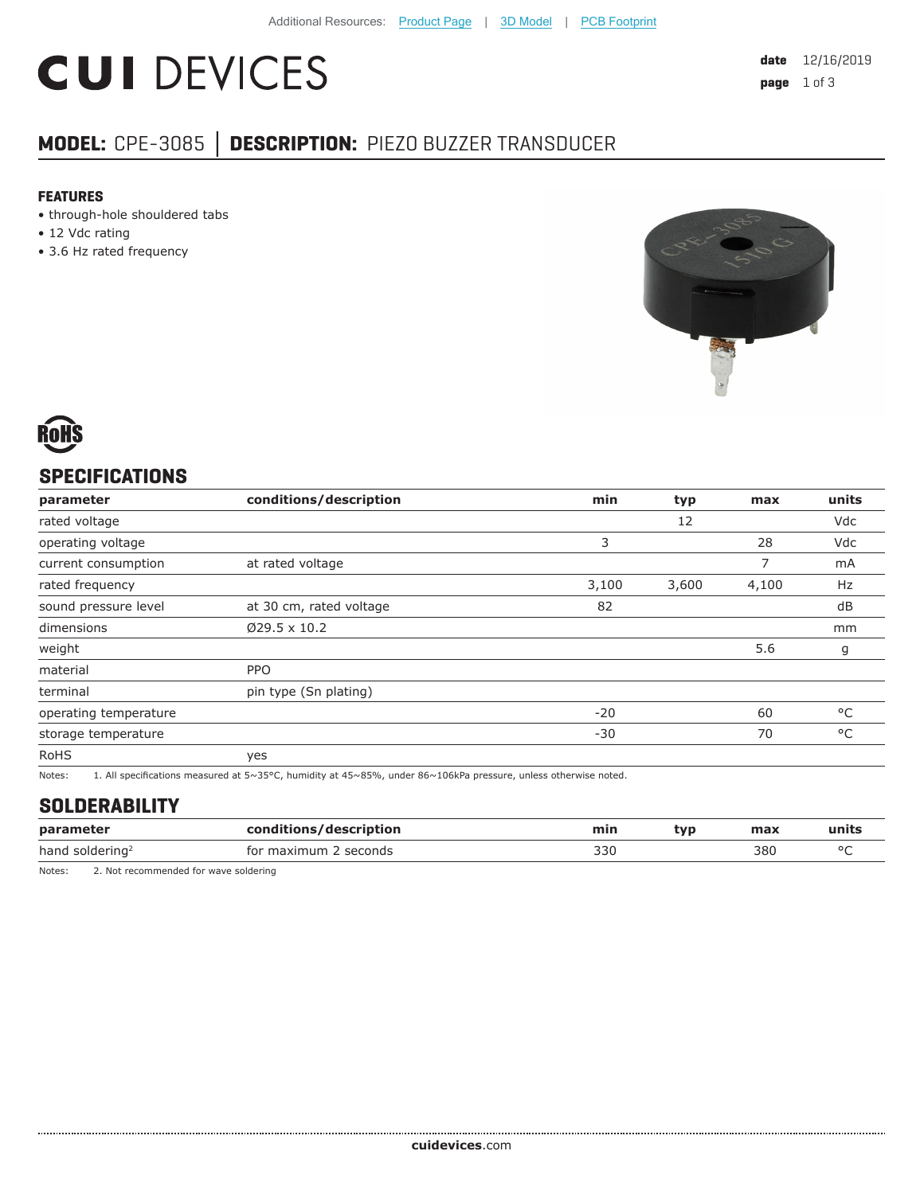Additional Resources: Product Page | 3D Model | PCB Footprint

# CUI DEVICES

**date** 12/16/2019
**page** 1 of 3

## MODEL: CPE-3085 │ DESCRIPTION: PIEZO BUZZER TRANSDUCER

### FEATURES

- through-hole shouldered tabs
- 12 Vdc rating
- 3.6 Hz rated frequency

RoHS

## SPECIFICATIONS

| parameter | conditions/description | min | typ | max | units |
|---|---|---|---|---|---|
| rated voltage | | | 12 | | Vdc |
| operating voltage | | 3 | | 28 | Vdc |
| current consumption | at rated voltage | | | 7 | mA |
| rated frequency | | 3,100 | 3,600 | 4,100 | Hz |
| sound pressure level | at 30 cm, rated voltage | 82 | | | dB |
| dimensions | Ø29.5 x 10.2 | | | | mm |
| weight | | | | 5.6 | g |
| material | PPO | | | | |
| terminal | pin type (Sn plating) | | | | |
| operating temperature | | -20 | | 60 | °C |
| storage temperature | | -30 | | 70 | °C |
| RoHS | yes | | | | |

Notes: 1. All specifications measured at 5~35°C, humidity at 45~85%, under 86~106kPa pressure, unless otherwise noted.

## SOLDERABILITY

| parameter | conditions/description | min | typ | max | units |
|---|---|---|---|---|---|
| hand soldering[2] | for maximum 2 seconds | 330 | | 380 | °C |

Notes: 2. Not recommended for wave soldering

**cuidevices**.com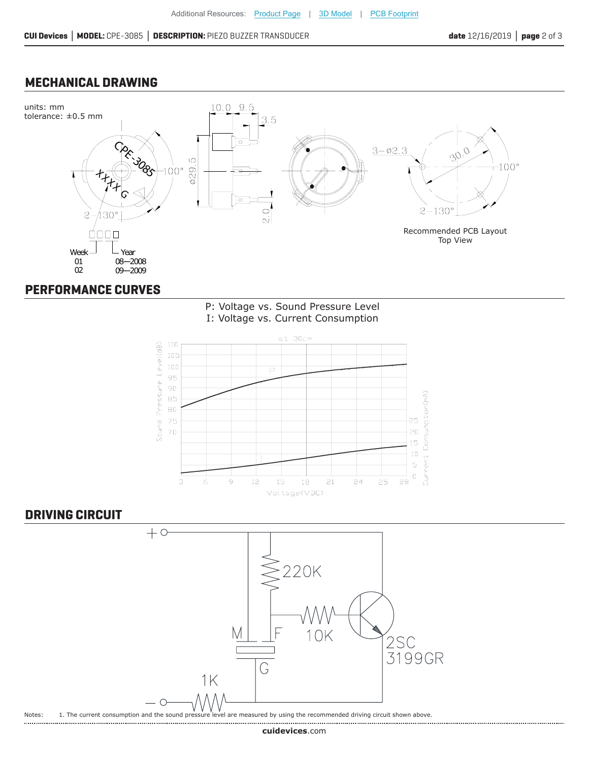## MECHANICAL DRAWING

units: mm
tolerance: ±0.5 mm

Recommended PCB Layout
Top View

Week
01
02

Year
08—2008
09—2009

## PERFORMANCE CURVES

P: Voltage vs. Sound Pressure Level
I: Voltage vs. Current Consumption

## DRIVING CIRCUIT

Notes: 1. The current consumption and the sound pressure level are measured by using the recommended driving circuit shown above.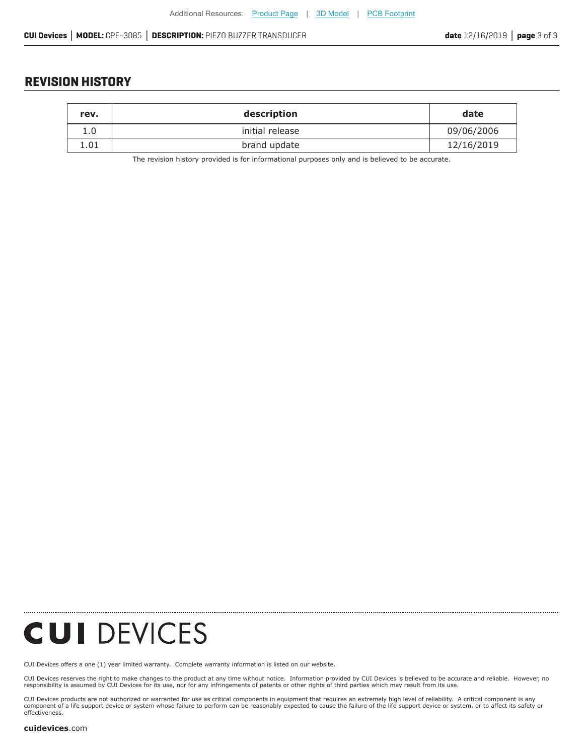## REVISION HISTORY

| rev. | description | date |
| --- | --- | --- |
| 1.0 | initial release | 09/06/2006 |
| 1.01 | brand update | 12/16/2019 |

The revision history provided is for informational purposes only and is believed to be accurate.

**CUI** DEVICES

CUI Devices offers a one (1) year limited warranty. Complete warranty information is listed on our website.

CUI Devices reserves the right to make changes to the product at any time without notice. Information provided by CUI Devices is believed to be accurate and reliable. However, no responsibility is assumed by CUI Devices for its use, nor for any infringements of patents or other rights of third parties which may result from its use.

CUI Devices products are not authorized or warranted for use as critical components in equipment that requires an extremely high level of reliability. A critical component is any component of a life support device or system whose failure to perform can be reasonably expected to cause the failure of the life support device or system, or to affect its safety or effectiveness.

**cuidevices**.com